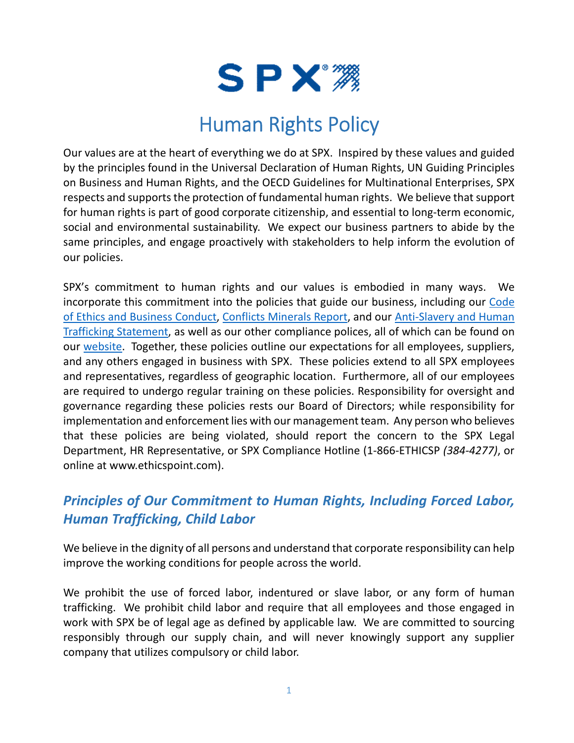# Human Rights Policy

Our values are at the heart of everything we do at SPX. Inspired by these values and guided by the principles found in the Universal Declaration of Human Rights, UN Guiding Principles on Business and Human Rights, and the OECD Guidelines for Multinational Enterprises, SPX respects and supports the protection of fundamental human rights. We believe that support for human rights is part of good corporate citizenship, and essential to long-term economic, social and environmental sustainability. We expect our business partners to abide by the same principles, and engage proactively with stakeholders to help inform the evolution of our policies.

SPX's commitment to human rights and our values is embodied in many ways. We incorporate this commitment into the policies that guide our business, including our Code of Ethics and Business Conduct, Conflicts Minerals Report, and our Anti-Slavery and Human Trafficking Statement, as well as our other compliance polices, all of which can be found on our website. Together, these policies outline our expectations for all employees, suppliers, and any others engaged in business with SPX. These policies extend to all SPX employees and representatives, regardless of geographic location. Furthermore, all of our employees are required to undergo regular training on these policies. Responsibility for oversight and governance regarding these policies rests our Board of Directors; while responsibility for implementation and enforcement lies with our management team. Any person who believes that these policies are being violated, should report the concern to the SPX Legal Department, HR Representative, or SPX Compliance Hotline (1-866-ETHICSP *(384-4277)*, or online at www.ethicspoint.com).

## *Principles of Our Commitment to Human Rights, Including Forced Labor, Human Trafficking, Child Labor*

We believe in the dignity of all persons and understand that corporate responsibility can help improve the working conditions for people across the world.

We prohibit the use of forced labor, indentured or slave labor, or any form of human trafficking. We prohibit child labor and require that all employees and those engaged in work with SPX be of legal age as defined by applicable law. We are committed to sourcing responsibly through our supply chain, and will never knowingly support any supplier company that utilizes compulsory or child labor.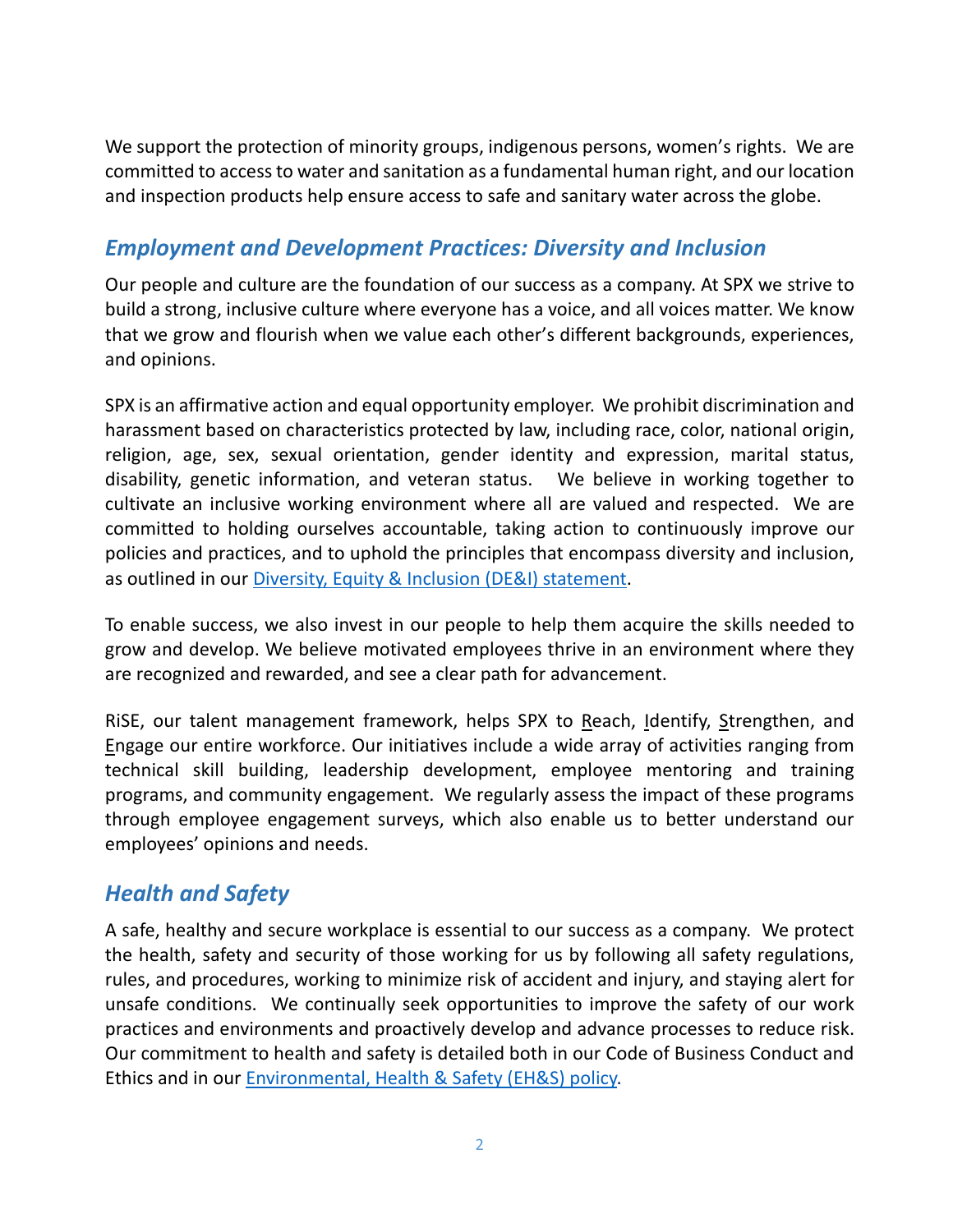We support the protection of minority groups, indigenous persons, women's rights. We are committed to access to water and sanitation as a fundamental human right, and our location and inspection products help ensure access to safe and sanitary water across the globe.

## *Employment and Development Practices: Diversity and Inclusion*

Our people and culture are the foundation of our success as a company. At SPX we strive to build a strong, inclusive culture where everyone has a voice, and all voices matter. We know that we grow and flourish when we value each other's different backgrounds, experiences, and opinions.

SPX is an affirmative action and equal opportunity employer. We prohibit discrimination and harassment based on characteristics protected by law, including race, color, national origin, religion, age, sex, sexual orientation, gender identity and expression, marital status, disability, genetic information, and veteran status. We believe in working together to cultivate an inclusive working environment where all are valued and respected. We are committed to holding ourselves accountable, taking action to continuously improve our policies and practices, and to uphold the principles that encompass diversity and inclusion, as outlined in our Diversity, Equity & Inclusion (DE&I) statement.

To enable success, we also invest in our people to help them acquire the skills needed to grow and develop. We believe motivated employees thrive in an environment where they are recognized and rewarded, and see a clear path for advancement.

RiSE, our talent management framework, helps SPX to Reach, Identify, Strengthen, and Engage our entire workforce. Our initiatives include a wide array of activities ranging from technical skill building, leadership development, employee mentoring and training programs, and community engagement. We regularly assess the impact of these programs through employee engagement surveys, which also enable us to better understand our employees' opinions and needs.

## *Health and Safety*

A safe, healthy and secure workplace is essential to our success as a company. We protect the health, safety and security of those working for us by following all safety regulations, rules, and procedures, working to minimize risk of accident and injury, and staying alert for unsafe conditions. We continually seek opportunities to improve the safety of our work practices and environments and proactively develop and advance processes to reduce risk. Our commitment to health and safety is detailed both in our Code of Business Conduct and Ethics and in our Environmental, Health & Safety (EH&S) policy.